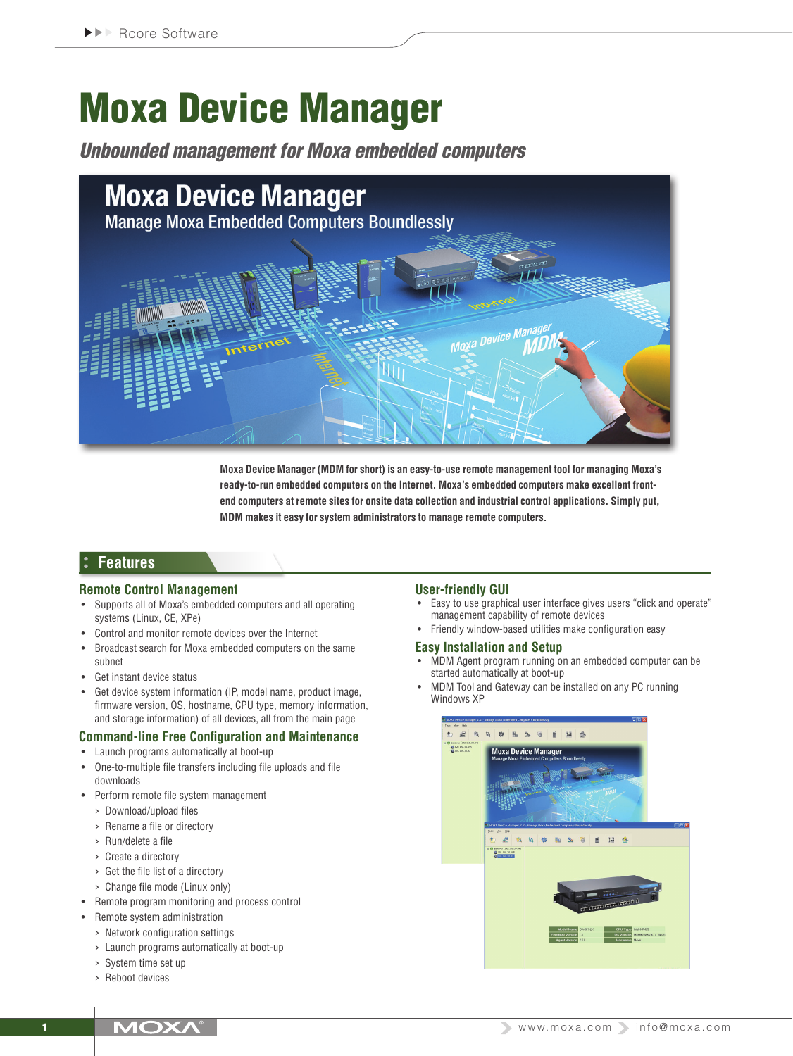# Moxa Device Manager

## *Unbounded management for Moxa embedded computers*

**Moxa Device Manager (MDM for short) is an easy-to-use remote management tool for managing Moxa's ready-to-run embedded computers on the Internet. Moxa's embedded computers make excellent front-end computers at remote sites for onsite data collection and industrial control applications. Simply put, MDM makes it easy for system administrators to manage remote computers.**

## Features

### Remote Control Management

- Supports all of Moxa's embedded computers and all operating systems (Linux, CE, XPe)
- Control and monitor remote devices over the Internet
- Broadcast search for Moxa embedded computers on the same subnet
- Get instant device status
- Get device system information (IP, model name, product image, firmware version, OS, hostname, CPU type, memory information, and storage information) of all devices, all from the main page

### Command-line Free Configuration and Maintenance

- Launch programs automatically at boot-up
- One-to-multiple file transfers including file uploads and file downloads
- Perform remote file system management
  - Download/upload files
  - Rename a file or directory
  - Run/delete a file
  - Create a directory
  - Get the file list of a directory
  - Change file mode (Linux only)
- Remote program monitoring and process control
- Remote system administration
  - Network configuration settings
  - Launch programs automatically at boot-up
  - System time set up
  - Reboot devices

### User-friendly GUI

- Easy to use graphical user interface gives users "click and operate" management capability of remote devices
- Friendly window-based utilities make configuration easy

### Easy Installation and Setup

- MDM Agent program running on an embedded computer can be started automatically at boot-up
- MDM Tool and Gateway can be installed on any PC running Windows XP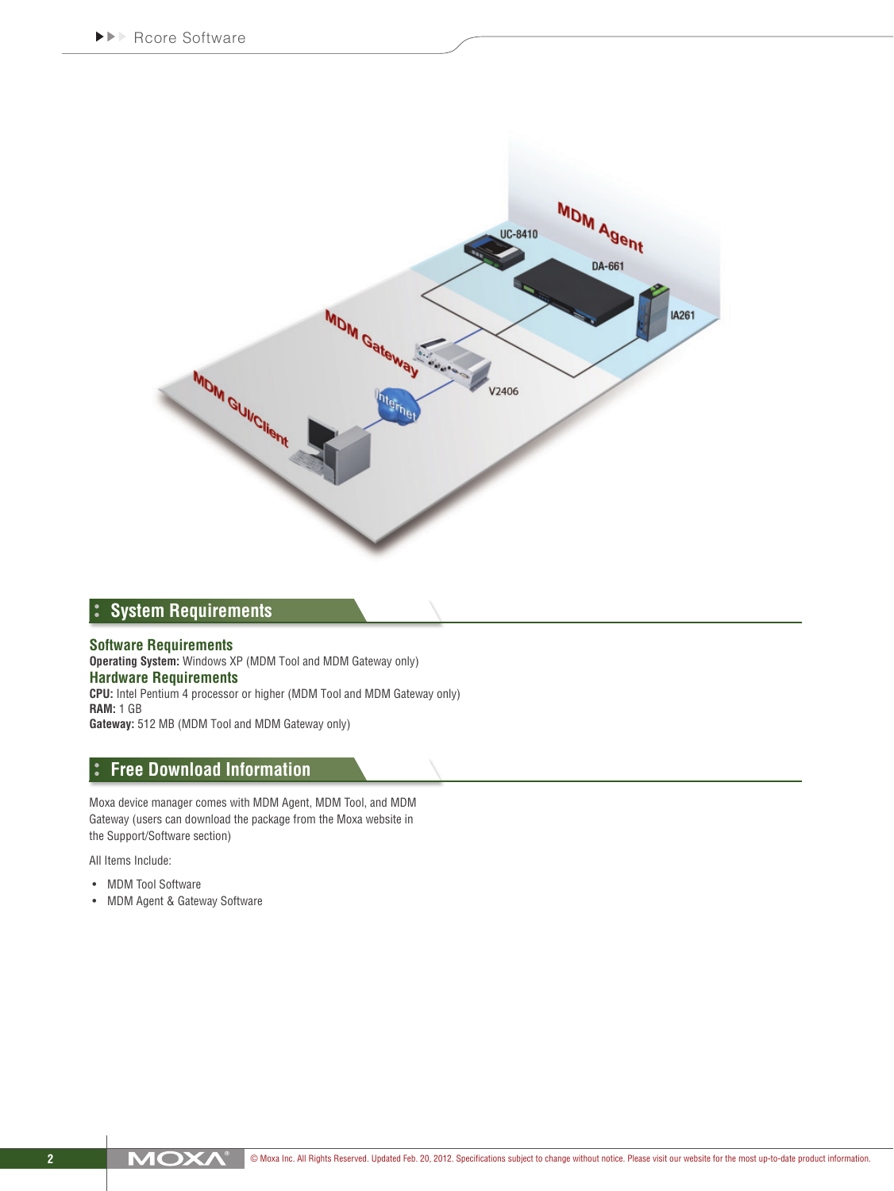MDM Agent

UC-8410

DA-661

IA261

MDM Gateway

V2406

Internet

MDM GUI/Client

## System Requirements

### Software Requirements

**Operating System:** Windows XP (MDM Tool and MDM Gateway only)

### Hardware Requirements

**CPU:** Intel Pentium 4 processor or higher (MDM Tool and MDM Gateway only)
**RAM:** 1 GB
**Gateway:** 512 MB (MDM Tool and MDM Gateway only)

## Free Download Information

Moxa device manager comes with MDM Agent, MDM Tool, and MDM Gateway (users can download the package from the Moxa website in the Support/Software section)

All Items Include:

- MDM Tool Software
- MDM Agent & Gateway Software